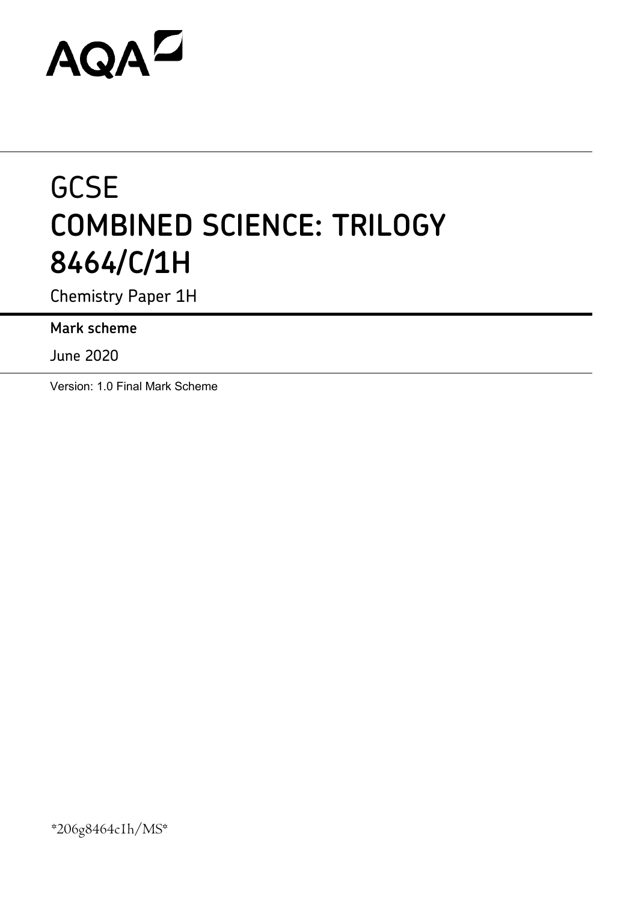AQA

# GCSE
# COMBINED SCIENCE: TRILOGY
# 8464/C/1H

Chemistry Paper 1H

**Mark scheme**

June 2020

Version: 1.0 Final Mark Scheme

*206g8464c1h/MS*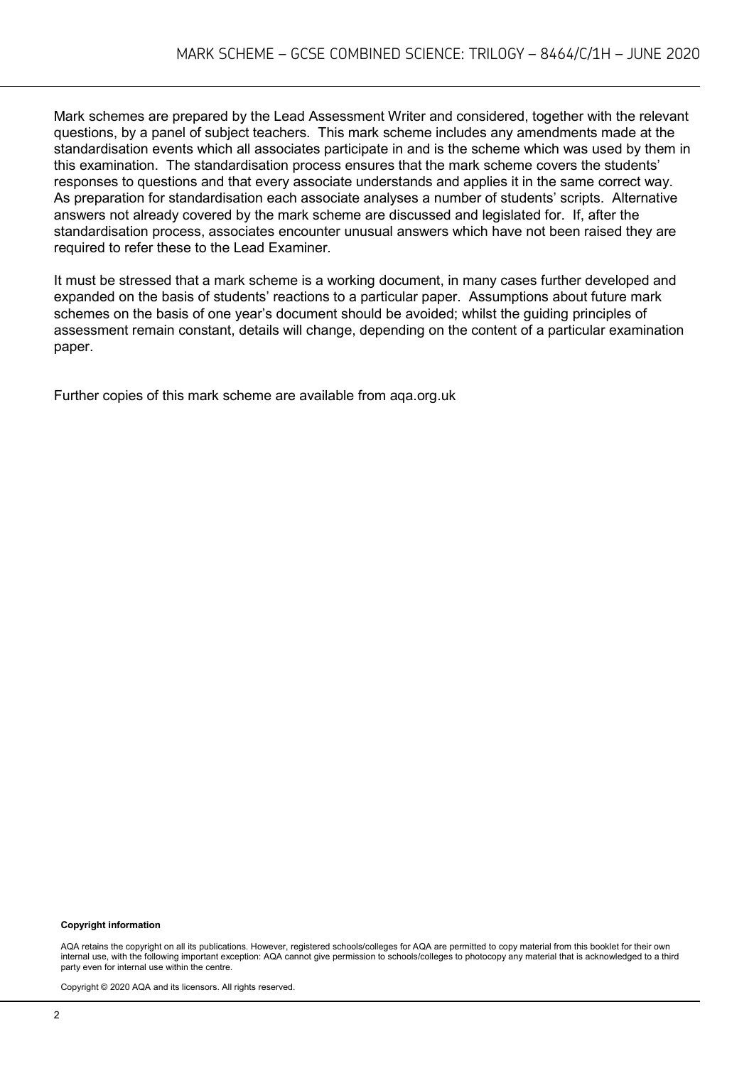Mark schemes are prepared by the Lead Assessment Writer and considered, together with the relevant questions, by a panel of subject teachers. This mark scheme includes any amendments made at the standardisation events which all associates participate in and is the scheme which was used by them in this examination. The standardisation process ensures that the mark scheme covers the students' responses to questions and that every associate understands and applies it in the same correct way. As preparation for standardisation each associate analyses a number of students' scripts. Alternative answers not already covered by the mark scheme are discussed and legislated for. If, after the standardisation process, associates encounter unusual answers which have not been raised they are required to refer these to the Lead Examiner.

It must be stressed that a mark scheme is a working document, in many cases further developed and expanded on the basis of students' reactions to a particular paper. Assumptions about future mark schemes on the basis of one year's document should be avoided; whilst the guiding principles of assessment remain constant, details will change, depending on the content of a particular examination paper.

Further copies of this mark scheme are available from aqa.org.uk

**Copyright information**

AQA retains the copyright on all its publications. However, registered schools/colleges for AQA are permitted to copy material from this booklet for their own internal use, with the following important exception: AQA cannot give permission to schools/colleges to photocopy any material that is acknowledged to a third party even for internal use within the centre.

Copyright © 2020 AQA and its licensors. All rights reserved.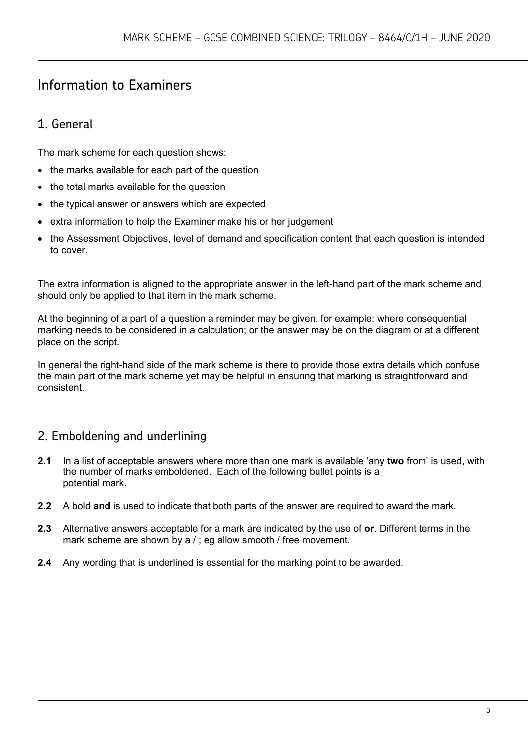# Information to Examiners

## 1. General

The mark scheme for each question shows:

- the marks available for each part of the question
- the total marks available for the question
- the typical answer or answers which are expected
- extra information to help the Examiner make his or her judgement
- the Assessment Objectives, level of demand and specification content that each question is intended to cover.

The extra information is aligned to the appropriate answer in the left-hand part of the mark scheme and should only be applied to that item in the mark scheme.

At the beginning of a part of a question a reminder may be given, for example: where consequential marking needs to be considered in a calculation; or the answer may be on the diagram or at a different place on the script.

In general the right-hand side of the mark scheme is there to provide those extra details which confuse the main part of the mark scheme yet may be helpful in ensuring that marking is straightforward and consistent.

## 2. Emboldening and underlining

**2.1** In a list of acceptable answers where more than one mark is available 'any **two** from' is used, with the number of marks emboldened. Each of the following bullet points is a potential mark.

**2.2** A bold **and** is used to indicate that both parts of the answer are required to award the mark.

**2.3** Alternative answers acceptable for a mark are indicated by the use of **or**. Different terms in the mark scheme are shown by a / ; eg allow smooth / free movement.

**2.4** Any wording that is underlined is essential for the marking point to be awarded.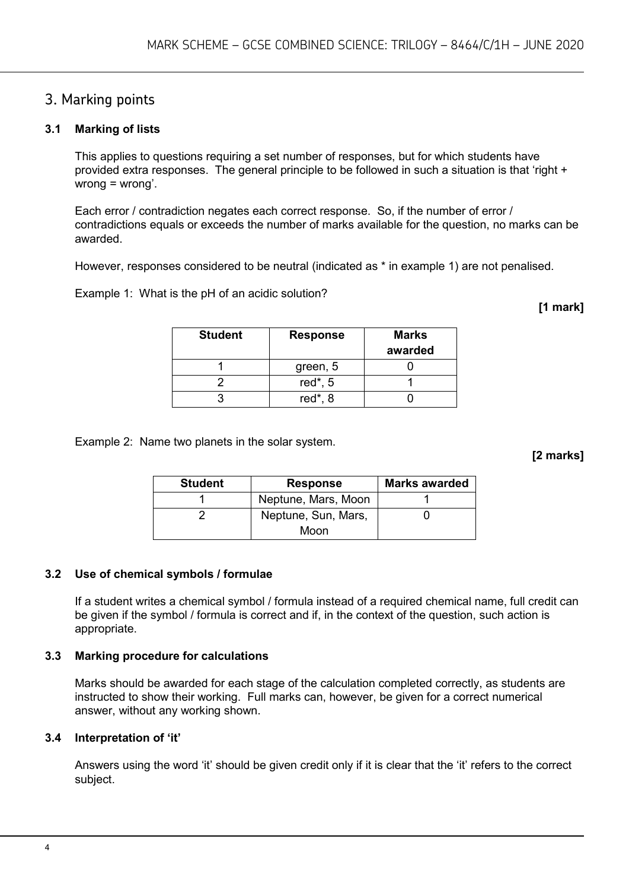## 3. Marking points

### 3.1 Marking of lists

This applies to questions requiring a set number of responses, but for which students have provided extra responses. The general principle to be followed in such a situation is that 'right + wrong = wrong'.

Each error / contradiction negates each correct response. So, if the number of error / contradictions equals or exceeds the number of marks available for the question, no marks can be awarded.

However, responses considered to be neutral (indicated as * in example 1) are not penalised.

Example 1: What is the pH of an acidic solution?

**[1 mark]**

| Student | Response | Marks awarded |
|---|---|---|
| 1 | green, 5 | 0 |
| 2 | red*, 5 | 1 |
| 3 | red*, 8 | 0 |

Example 2: Name two planets in the solar system.

**[2 marks]**

| Student | Response | Marks awarded |
|---|---|---|
| 1 | Neptune, Mars, Moon | 1 |
| 2 | Neptune, Sun, Mars, Moon | 0 |

### 3.2 Use of chemical symbols / formulae

If a student writes a chemical symbol / formula instead of a required chemical name, full credit can be given if the symbol / formula is correct and if, in the context of the question, such action is appropriate.

### 3.3 Marking procedure for calculations

Marks should be awarded for each stage of the calculation completed correctly, as students are instructed to show their working. Full marks can, however, be given for a correct numerical answer, without any working shown.

### 3.4 Interpretation of 'it'

Answers using the word 'it' should be given credit only if it is clear that the 'it' refers to the correct subject.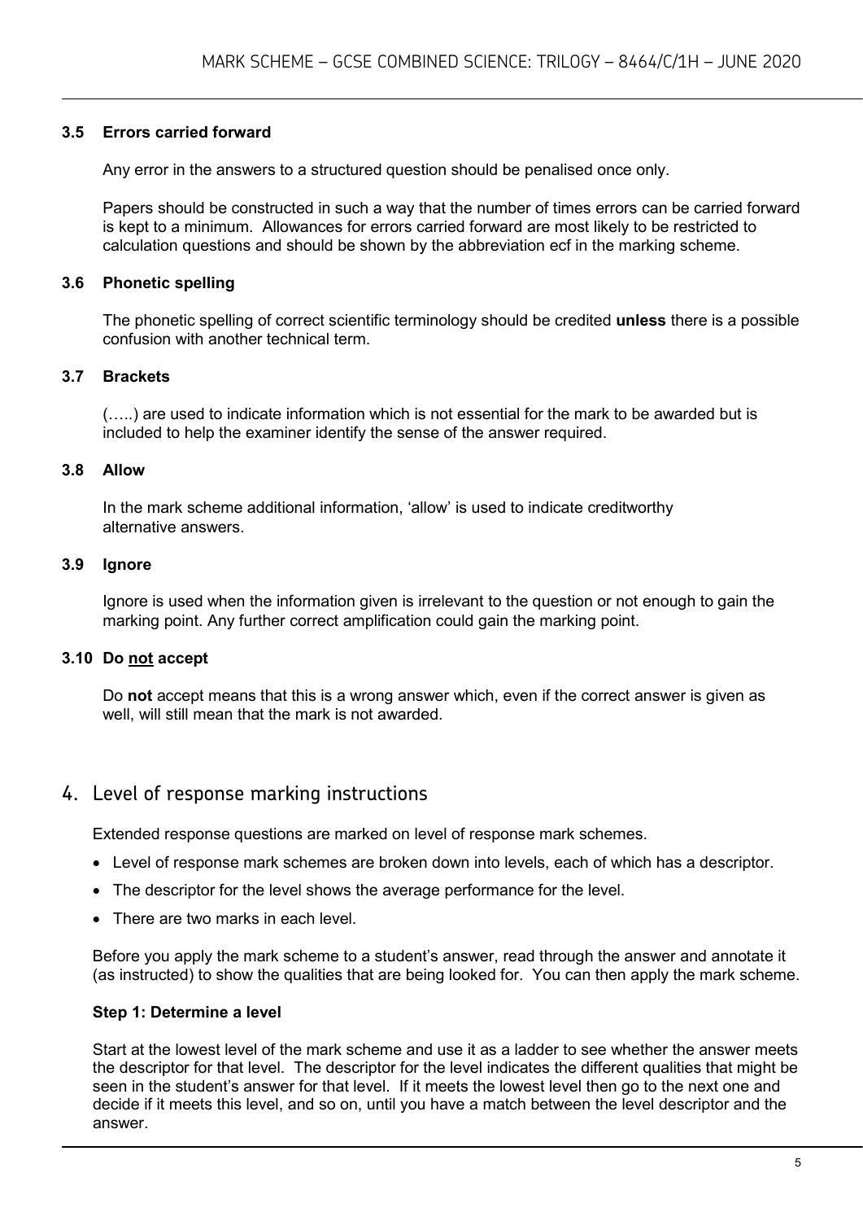### 3.5 Errors carried forward

Any error in the answers to a structured question should be penalised once only.

Papers should be constructed in such a way that the number of times errors can be carried forward is kept to a minimum. Allowances for errors carried forward are most likely to be restricted to calculation questions and should be shown by the abbreviation ecf in the marking scheme.

### 3.6 Phonetic spelling

The phonetic spelling of correct scientific terminology should be credited **unless** there is a possible confusion with another technical term.

### 3.7 Brackets

(…..) are used to indicate information which is not essential for the mark to be awarded but is included to help the examiner identify the sense of the answer required.

### 3.8 Allow

In the mark scheme additional information, 'allow' is used to indicate creditworthy alternative answers.

### 3.9 Ignore

Ignore is used when the information given is irrelevant to the question or not enough to gain the marking point. Any further correct amplification could gain the marking point.

### 3.10 Do <u>not</u> accept

Do **not** accept means that this is a wrong answer which, even if the correct answer is given as well, will still mean that the mark is not awarded.

## 4. Level of response marking instructions

Extended response questions are marked on level of response mark schemes.

- Level of response mark schemes are broken down into levels, each of which has a descriptor.
- The descriptor for the level shows the average performance for the level.
- There are two marks in each level.

Before you apply the mark scheme to a student's answer, read through the answer and annotate it (as instructed) to show the qualities that are being looked for. You can then apply the mark scheme.

**Step 1: Determine a level**

Start at the lowest level of the mark scheme and use it as a ladder to see whether the answer meets the descriptor for that level. The descriptor for the level indicates the different qualities that might be seen in the student's answer for that level. If it meets the lowest level then go to the next one and decide if it meets this level, and so on, until you have a match between the level descriptor and the answer.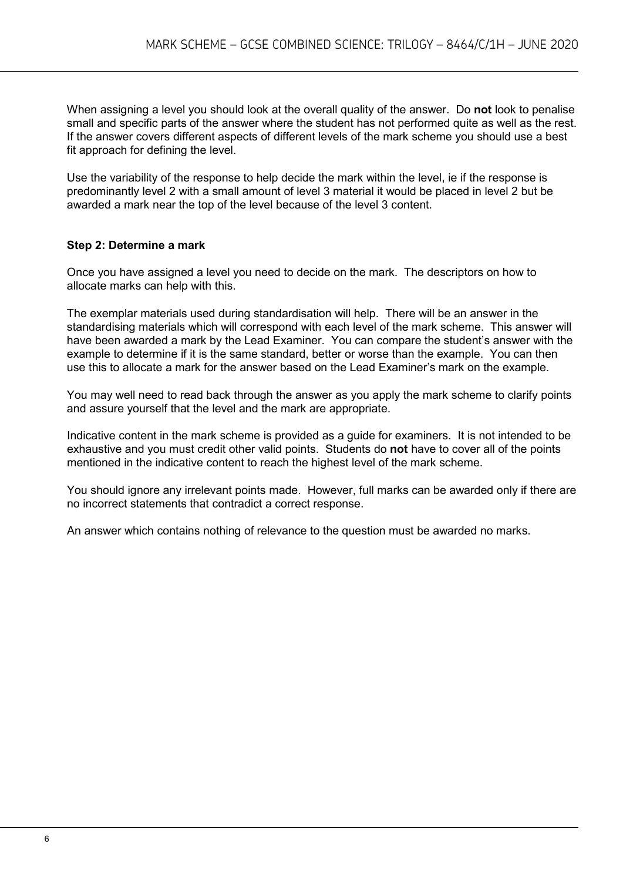When assigning a level you should look at the overall quality of the answer. Do **not** look to penalise small and specific parts of the answer where the student has not performed quite as well as the rest. If the answer covers different aspects of different levels of the mark scheme you should use a best fit approach for defining the level.

Use the variability of the response to help decide the mark within the level, ie if the response is predominantly level 2 with a small amount of level 3 material it would be placed in level 2 but be awarded a mark near the top of the level because of the level 3 content.

**Step 2: Determine a mark**

Once you have assigned a level you need to decide on the mark. The descriptors on how to allocate marks can help with this.

The exemplar materials used during standardisation will help. There will be an answer in the standardising materials which will correspond with each level of the mark scheme. This answer will have been awarded a mark by the Lead Examiner. You can compare the student's answer with the example to determine if it is the same standard, better or worse than the example. You can then use this to allocate a mark for the answer based on the Lead Examiner's mark on the example.

You may well need to read back through the answer as you apply the mark scheme to clarify points and assure yourself that the level and the mark are appropriate.

Indicative content in the mark scheme is provided as a guide for examiners. It is not intended to be exhaustive and you must credit other valid points. Students do **not** have to cover all of the points mentioned in the indicative content to reach the highest level of the mark scheme.

You should ignore any irrelevant points made. However, full marks can be awarded only if there are no incorrect statements that contradict a correct response.

An answer which contains nothing of relevance to the question must be awarded no marks.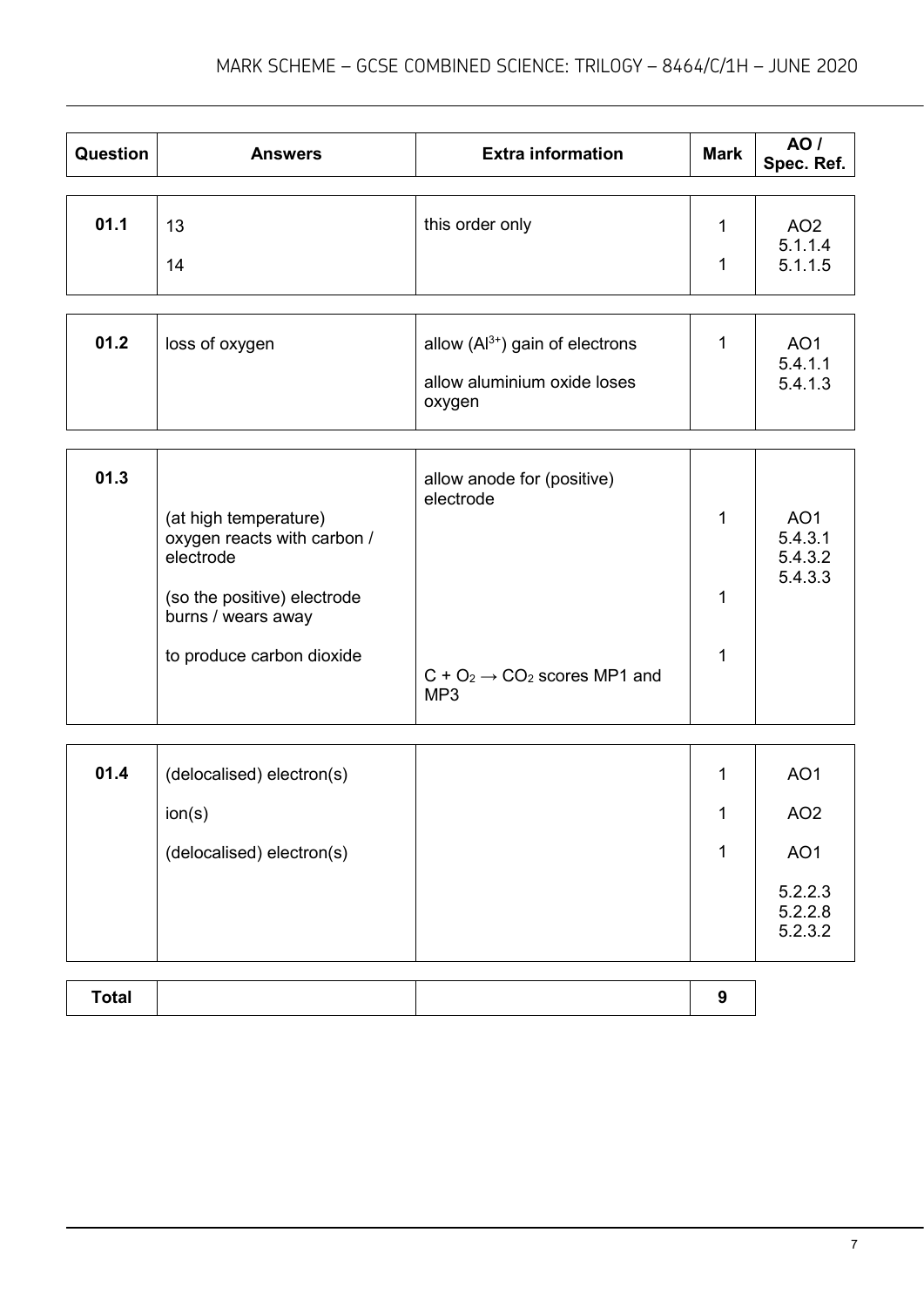| Question | Answers | Extra information | Mark | AO / Spec. Ref. |
|---|---|---|---|---|
| 01.1 | 13<br>14 | this order only | 1<br>1 | AO2<br>5.1.1.4<br>5.1.1.5 |
| 01.2 | loss of oxygen | allow ($Al^{3+}$) gain of electrons<br>allow aluminium oxide loses oxygen | 1 | AO1<br>5.4.1.1<br>5.4.1.3 |
| 01.3 | (at high temperature) oxygen reacts with carbon / electrode<br>(so the positive) electrode burns / wears away<br>to produce carbon dioxide | allow anode for (positive) electrode<br>$C + O_2 \rightarrow CO_2$ scores MP1 and MP3 | 1<br>1<br>1 | AO1<br>5.4.3.1<br>5.4.3.2<br>5.4.3.3 |
| 01.4 | (delocalised) electron(s)<br>ion(s)<br>(delocalised) electron(s) | | 1<br>1<br>1 | AO1<br>AO2<br>AO1<br>5.2.2.3<br>5.2.2.8<br>5.2.3.2 |
| **Total** | | | **9** | |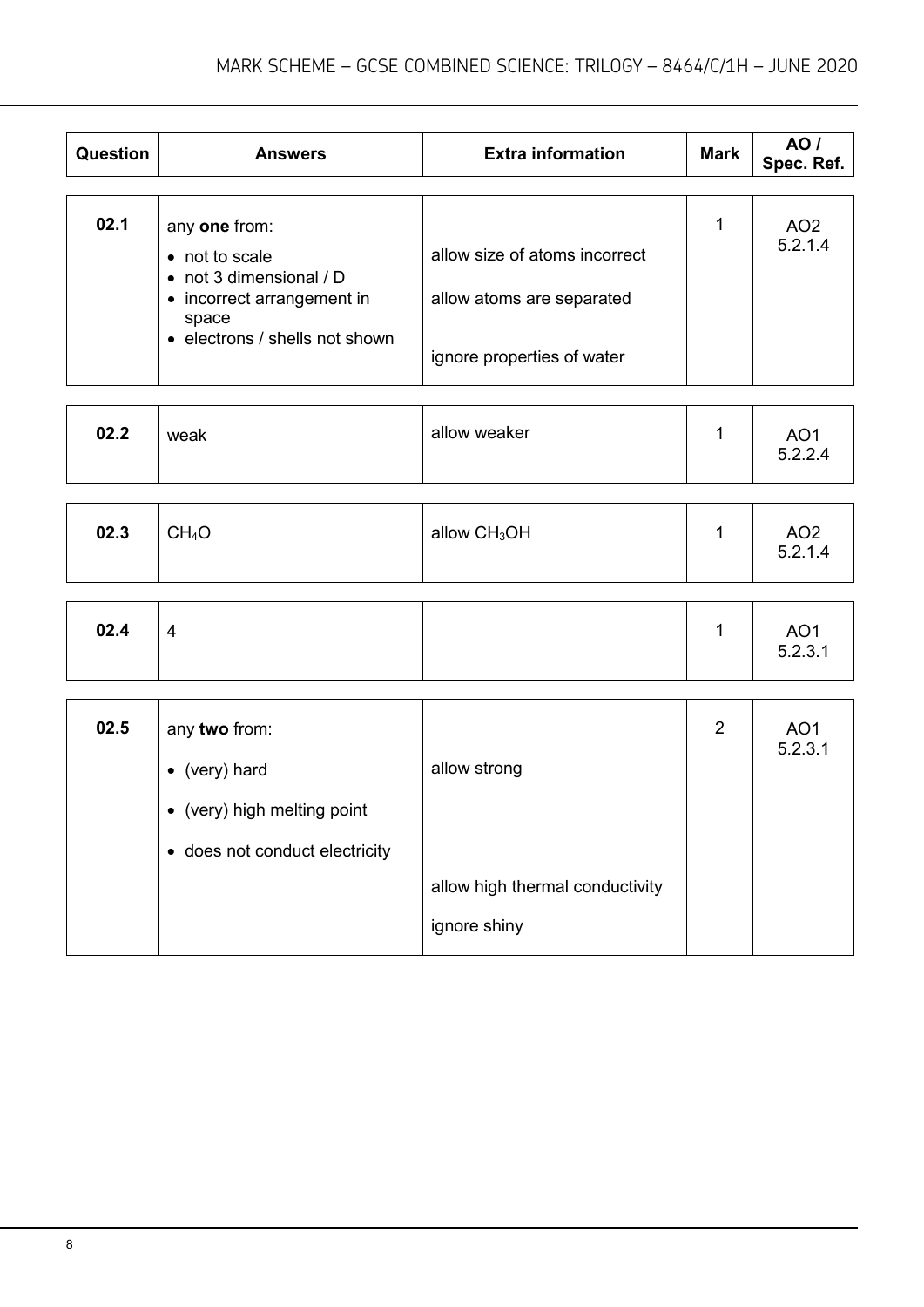| Question | Answers | Extra information | Mark | AO / Spec. Ref. |
|---|---|---|---|---|
| 02.1 | any **one** from:<br>• not to scale<br>• not 3 dimensional / D<br>• incorrect arrangement in space<br>• electrons / shells not shown | allow size of atoms incorrect<br>allow atoms are separated<br>ignore properties of water | 1 | AO2<br>5.2.1.4 |
| 02.2 | weak | allow weaker | 1 | AO1<br>5.2.2.4 |
| 02.3 | $CH_4O$ | allow $CH_3OH$ | 1 | AO2<br>5.2.1.4 |
| 02.4 | 4 | | 1 | AO1<br>5.2.3.1 |
| 02.5 | any **two** from:<br>• (very) hard<br>• (very) high melting point<br>• does not conduct electricity | allow strong<br>allow high thermal conductivity<br>ignore shiny | 2 | AO1<br>5.2.3.1 |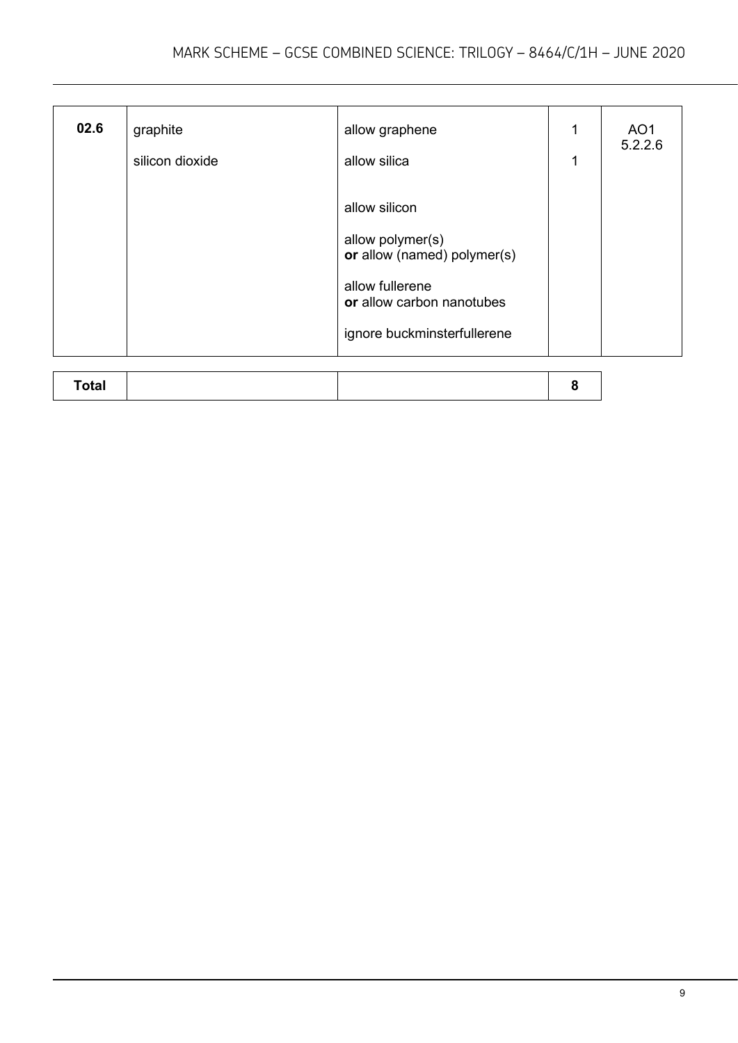| Question | Answers | Extra information | Mark | AO / Spec. Ref. |
|---|---|---|---|---|
| 02.6 | graphite | allow graphene | 1 | AO1<br>5.2.2.6 |
| | silicon dioxide | allow silica | 1 | |
| | | allow silicon<br><br>allow polymer(s)<br>**or** allow (named) polymer(s)<br><br>allow fullerene<br>**or** allow carbon nanotubes<br><br>ignore buckminsterfullerene | | |

| **Total** | | | **8** |
|---|---|---|---|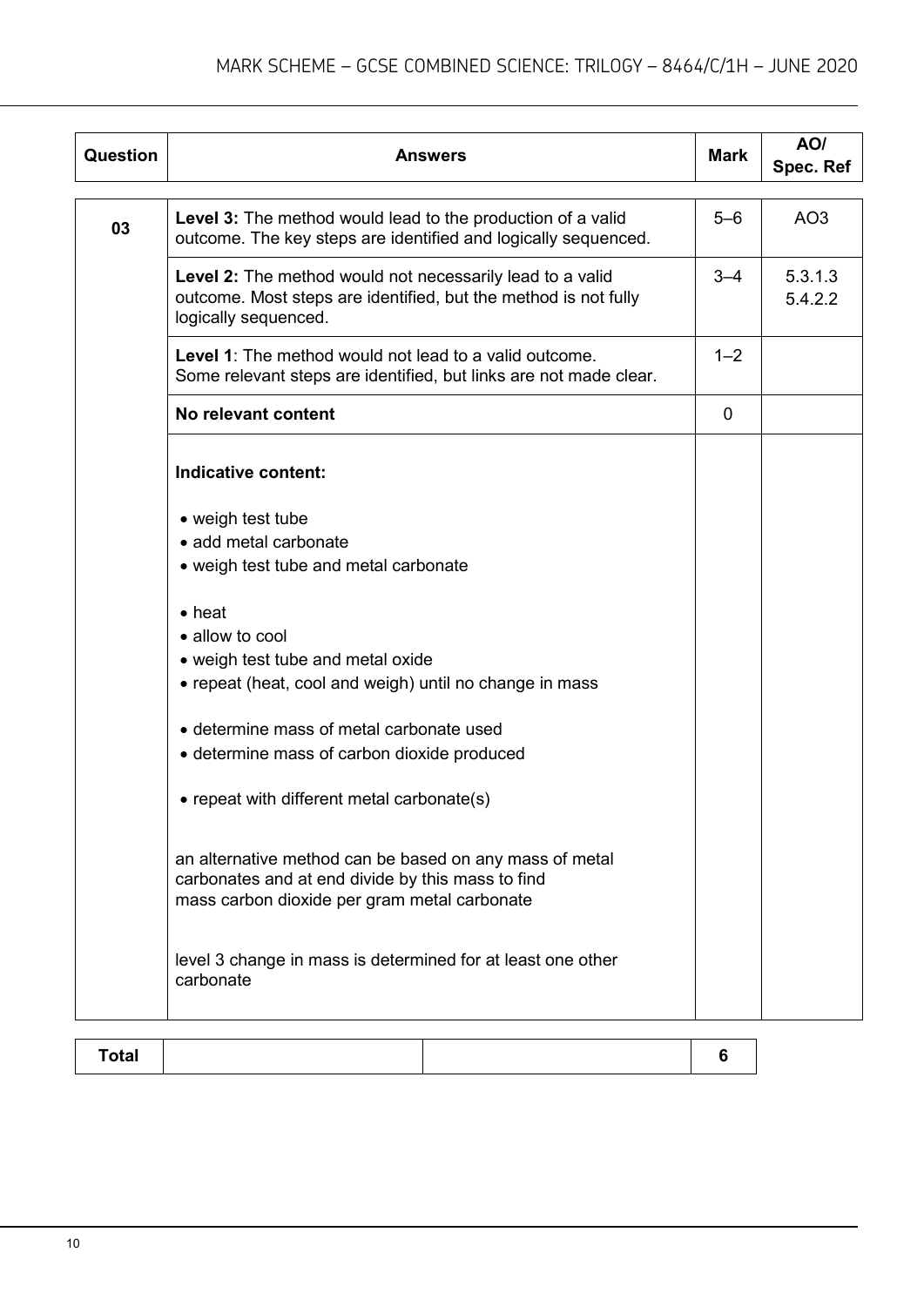| Question | Answers | Mark | AO/ Spec. Ref |
|---|---|---|---|
| 03 | **Level 3:** The method would lead to the production of a valid outcome. The key steps are identified and logically sequenced. | 5–6 | AO3 |
| | **Level 2:** The method would not necessarily lead to a valid outcome. Most steps are identified, but the method is not fully logically sequenced. | 3–4 | 5.3.1.3 5.4.2.2 |
| | **Level 1**: The method would not lead to a valid outcome. Some relevant steps are identified, but links are not made clear. | 1–2 | |
| | **No relevant content** | 0 | |
| | **Indicative content:**<br><br>• weigh test tube<br>• add metal carbonate<br>• weigh test tube and metal carbonate<br><br>• heat<br>• allow to cool<br>• weigh test tube and metal oxide<br>• repeat (heat, cool and weigh) until no change in mass<br><br>• determine mass of metal carbonate used<br>• determine mass of carbon dioxide produced<br><br>• repeat with different metal carbonate(s)<br><br>an alternative method can be based on any mass of metal carbonates and at end divide by this mass to find mass carbon dioxide per gram metal carbonate<br><br>level 3 change in mass is determined for at least one other carbonate | | |

| Total | | | 6 |
|---|---|---|---|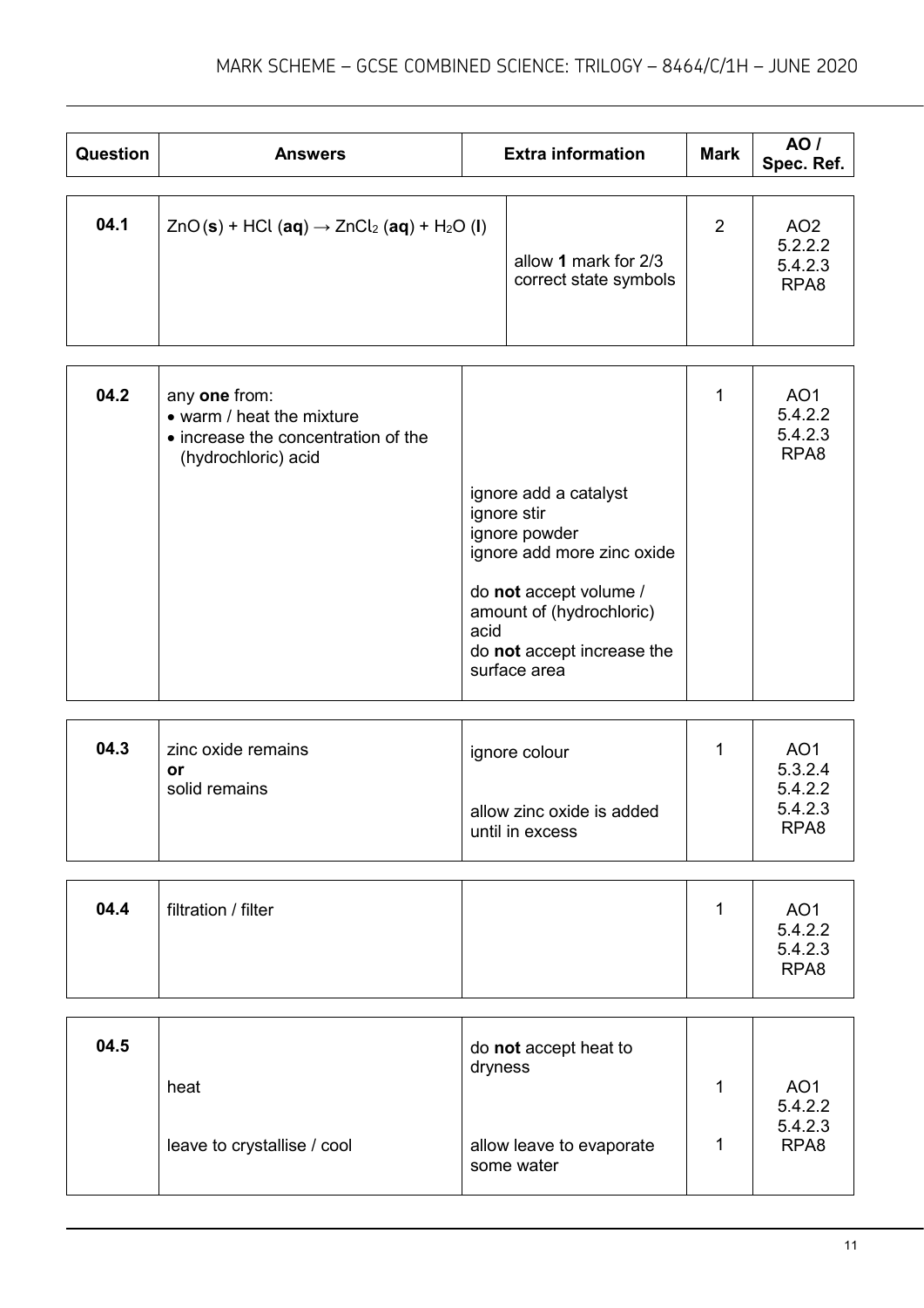| Question | Answers | Extra information | Mark | AO / Spec. Ref. |
|---|---|---|---|---|
| 04.1 | $ZnO\,(\mathbf{s}) + HCl\,(\mathbf{aq}) \rightarrow ZnCl_2\,(\mathbf{aq}) + H_2O\,(\mathbf{l})$ | allow **1** mark for 2/3 correct state symbols | 2 | AO2 5.2.2.2 5.4.2.3 RPA8 |
| 04.2 | any **one** from:<br>• warm / heat the mixture<br>• increase the concentration of the (hydrochloric) acid | ignore add a catalyst<br>ignore stir<br>ignore powder<br>ignore add more zinc oxide<br><br>do **not** accept volume / amount of (hydrochloric) acid<br>do **not** accept increase the surface area | 1 | AO1 5.4.2.2 5.4.2.3 RPA8 |
| 04.3 | zinc oxide remains<br>**or**<br>solid remains | ignore colour<br><br>allow zinc oxide is added until in excess | 1 | AO1 5.3.2.4 5.4.2.2 5.4.2.3 RPA8 |
| 04.4 | filtration / filter | | 1 | AO1 5.4.2.2 5.4.2.3 RPA8 |
| 04.5 | heat | do **not** accept heat to dryness | 1 | AO1 5.4.2.2 5.4.2.3 RPA8 |
| | leave to crystallise / cool | allow leave to evaporate some water | 1 | |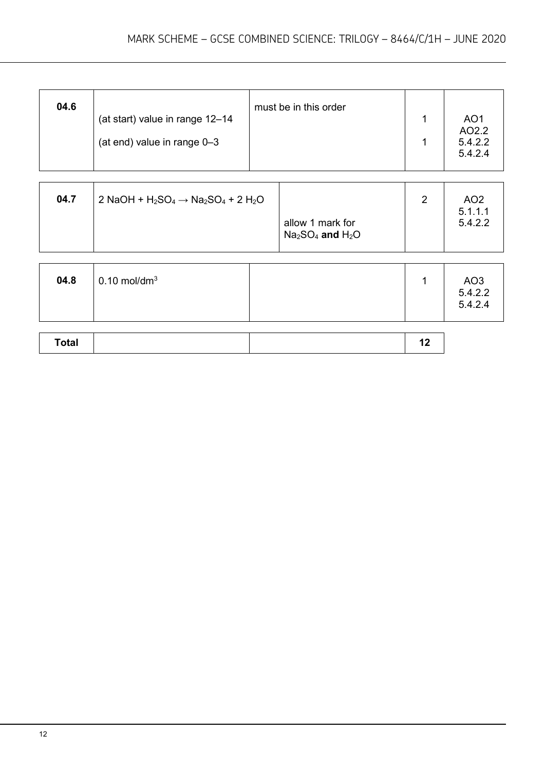| Question | Answers | Extra information | Mark | AO / Spec. ref. |
|---|---|---|---|---|
| 04.6 | (at start) value in range 12–14<br>(at end) value in range 0–3 | must be in this order | 1<br>1 | AO1<br>AO2.2<br>5.4.2.2<br>5.4.2.4 |
| 04.7 | 2 $NaOH$ + $H_2SO_4$ → $Na_2SO_4$ + 2 $H_2O$ | allow 1 mark for $Na_2SO_4$ **and** $H_2O$ | 2 | AO2<br>5.1.1.1<br>5.4.2.2 |
| 04.8 | 0.10 mol/dm$^3$ | | 1 | AO3<br>5.4.2.2<br>5.4.2.4 |

| **Total** | | | 12 |
|---|---|---|---|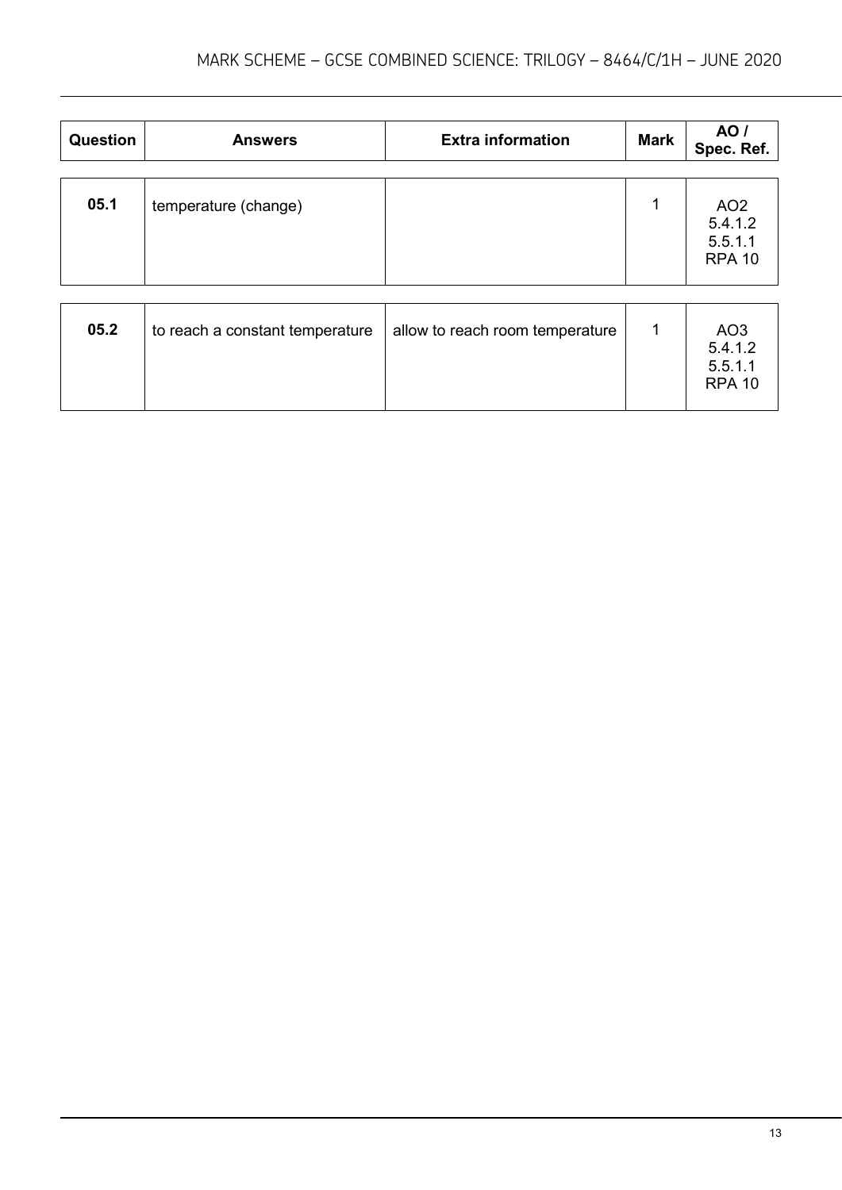| Question | Answers | Extra information | Mark | AO / Spec. Ref. |
|---|---|---|---|---|
| 05.1 | temperature (change) | | 1 | AO2 5.4.1.2 5.5.1.1 RPA 10 |
| 05.2 | to reach a constant temperature | allow to reach room temperature | 1 | AO3 5.4.1.2 5.5.1.1 RPA 10 |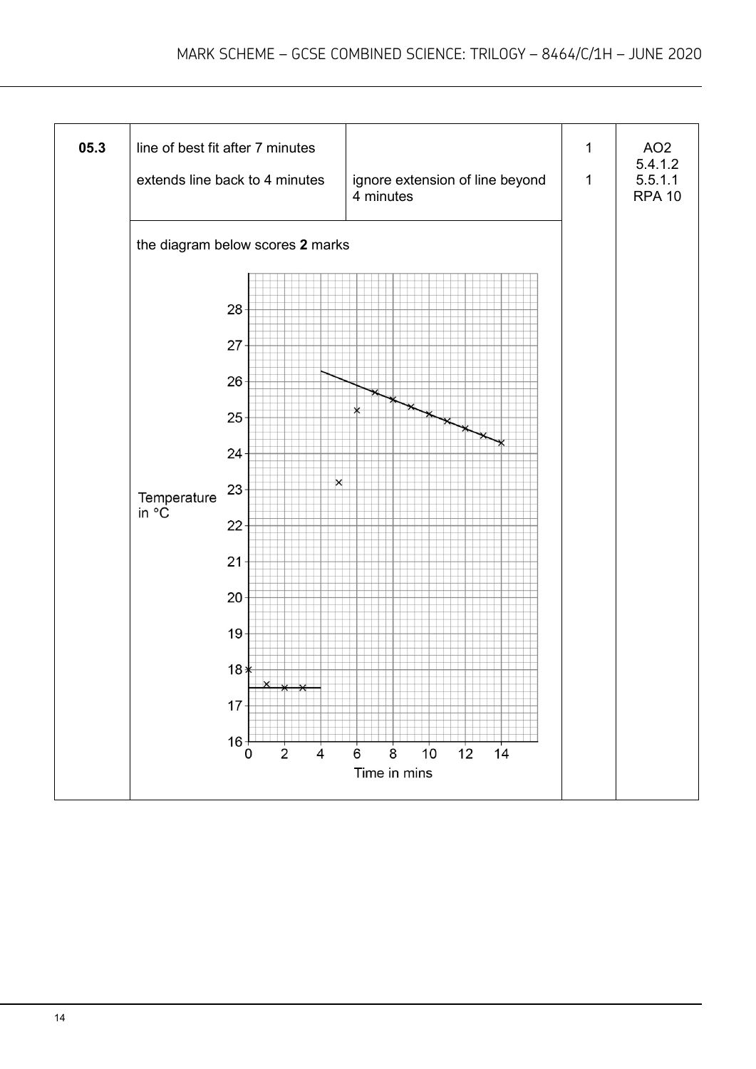| Question | Answers | Extra information | Mark | AO / Spec. Ref. |
|---|---|---|---|---|
| 05.3 | line of best fit after 7 minutes | | 1 | AO2<br>5.4.1.2<br>5.5.1.1<br>RPA 10 |
| | extends line back to 4 minutes | ignore extension of line beyond 4 minutes | 1 | |
| | the diagram below scores **2** marks | | | |

Temperature in °C

Time in mins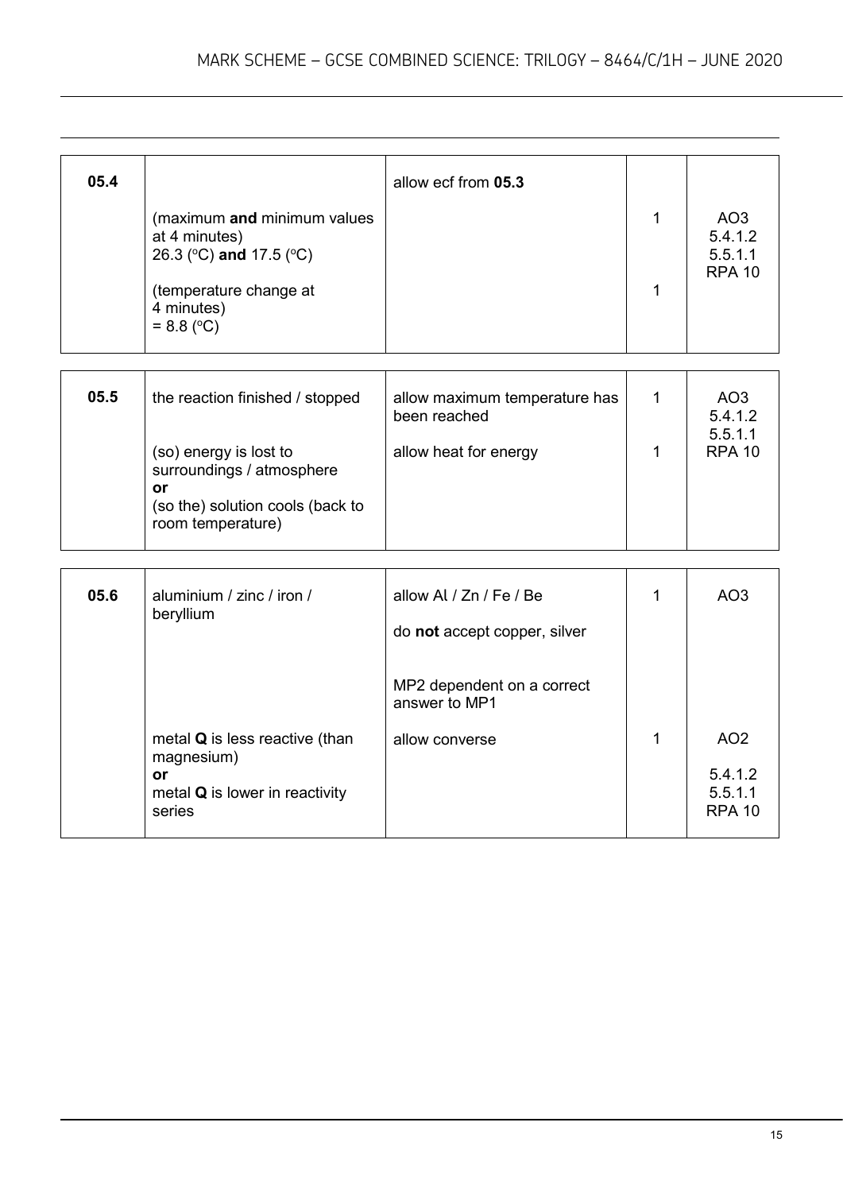| Question | Answers | Extra information | Mark | AO / Spec. Ref. |
|---|---|---|---|---|
| 05.4 | | allow ecf from **05.3** | | |
| | (maximum **and** minimum values at 4 minutes)<br>26.3 (°C) **and** 17.5 (°C) | | 1 | AO3<br>5.4.1.2<br>5.5.1.1<br>RPA 10 |
| | (temperature change at 4 minutes)<br>= 8.8 (°C) | | 1 | |

| Question | Answers | Extra information | Mark | AO / Spec. Ref. |
|---|---|---|---|---|
| 05.5 | the reaction finished / stopped | allow maximum temperature has been reached | 1 | AO3<br>5.4.1.2<br>5.5.1.1<br>RPA 10 |
| | (so) energy is lost to surroundings / atmosphere<br>**or**<br>(so the) solution cools (back to room temperature) | allow heat for energy | 1 | |

| Question | Answers | Extra information | Mark | AO / Spec. Ref. |
|---|---|---|---|---|
| 05.6 | aluminium / zinc / iron / beryllium | allow Al / Zn / Fe / Be<br><br>do **not** accept copper, silver | 1 | AO3 |
| | | MP2 dependent on a correct answer to MP1 | | |
| | metal **Q** is less reactive (than magnesium)<br>**or**<br>metal **Q** is lower in reactivity series | allow converse | 1 | AO2<br><br>5.4.1.2<br>5.5.1.1<br>RPA 10 |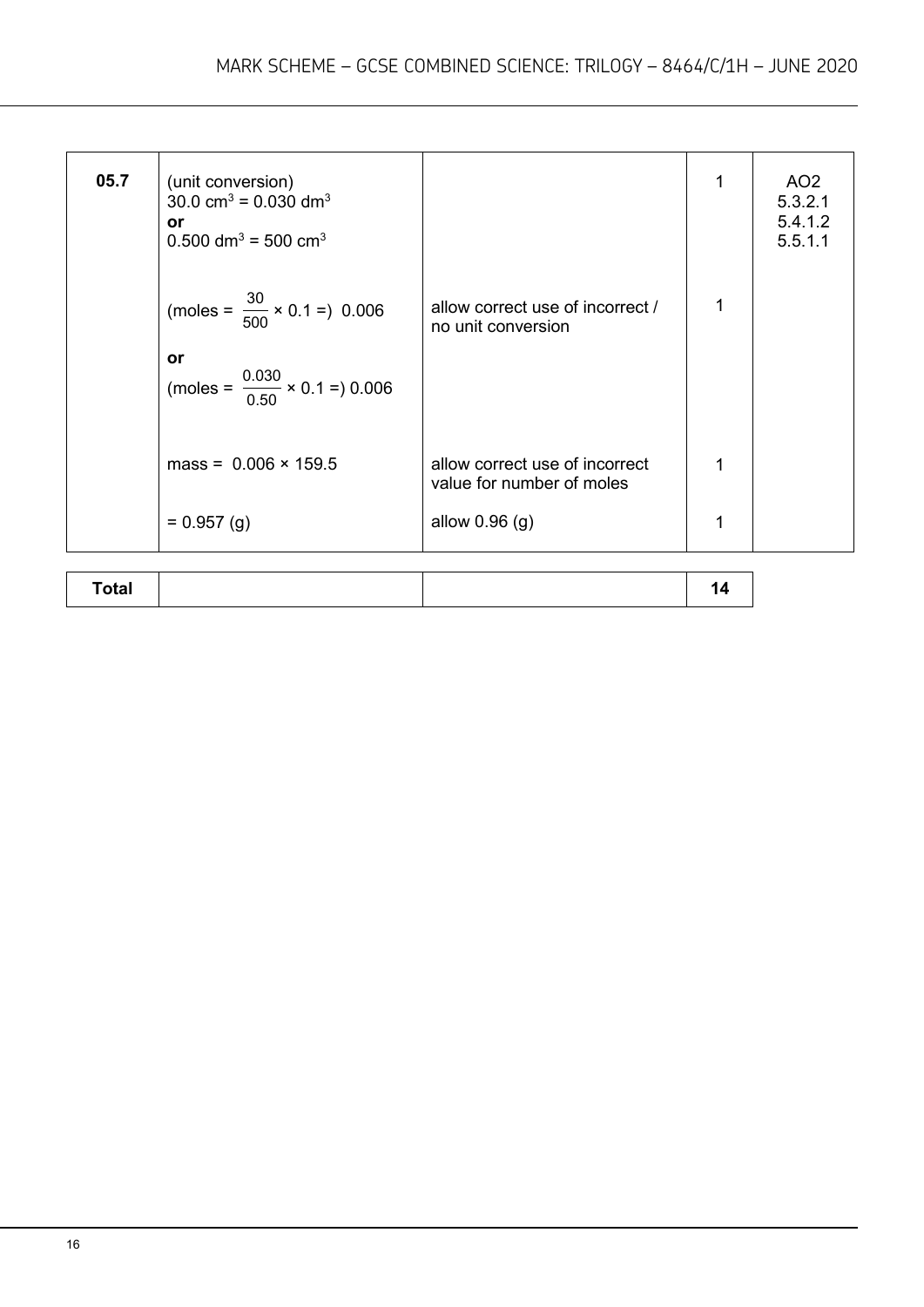| Question | Answers | Extra information | Mark | AO / Spec. ref. |
|---|---|---|---|---|
| 05.7 | (unit conversion)<br>$30.0\ cm^3 = 0.030\ dm^3$<br>**or**<br>$0.500\ dm^3 = 500\ cm^3$ | | 1 | AO2<br>5.3.2.1<br>5.4.1.2<br>5.5.1.1 |
| | (moles = $\frac{30}{500} \times 0.1$ =) 0.006<br>**or**<br>(moles = $\frac{0.030}{0.50} \times 0.1$ =) 0.006 | allow correct use of incorrect / no unit conversion | 1 | |
| | mass = $0.006 \times 159.5$ | allow correct use of incorrect value for number of moles | 1 | |
| | = 0.957 (g) | allow 0.96 (g) | 1 | |

| Total | | | 14 |
|---|---|---|---|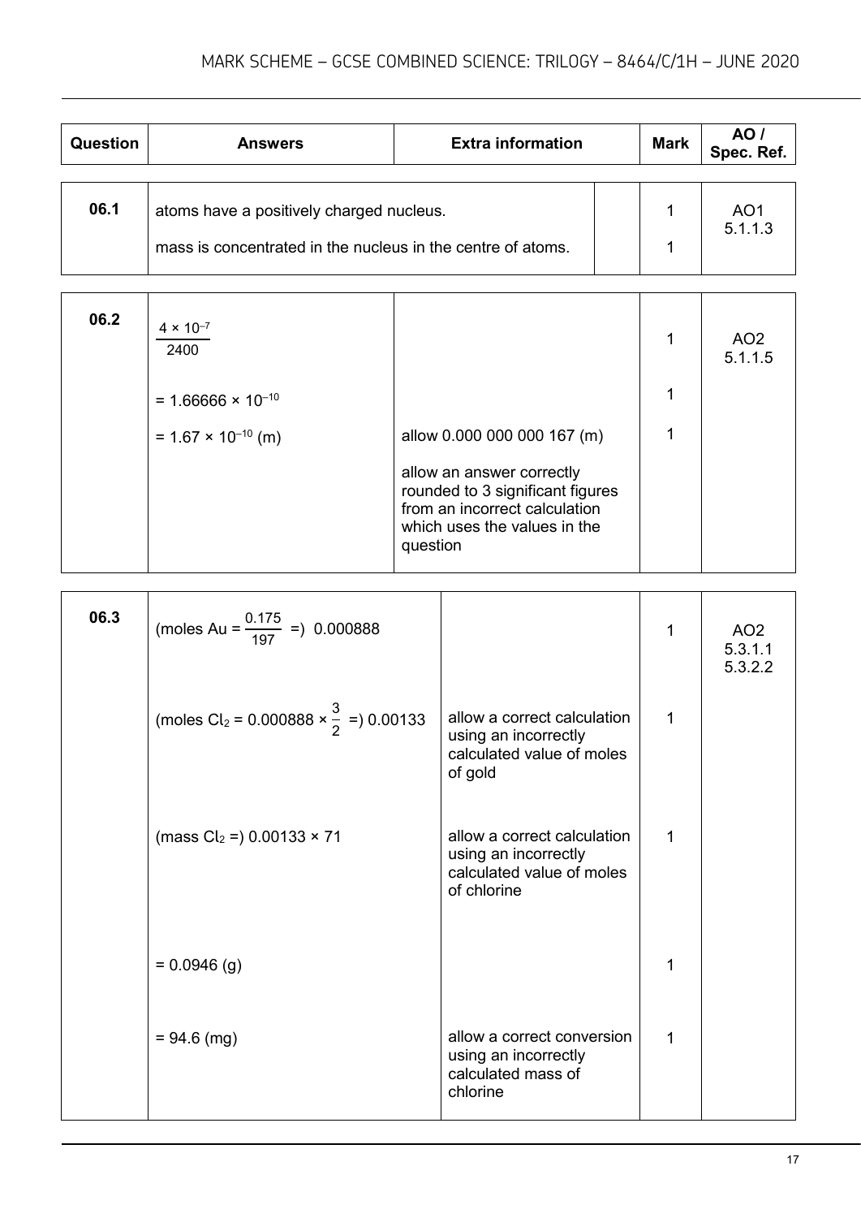| Question | Answers | Extra information | Mark | AO / Spec. Ref. |
|---|---|---|---|---|
| 06.1 | atoms have a positively charged nucleus. | | 1 | AO1 5.1.1.3 |
| | mass is concentrated in the nucleus in the centre of atoms. | | 1 | |
| 06.2 | $\frac{4 \times 10^{-7}}{2400}$ | | 1 | AO2 5.1.1.5 |
| | $= 1.66666 \times 10^{-10}$ | | 1 | |
| | $= 1.67 \times 10^{-10}$ (m) | allow 0.000 000 000 167 (m)<br><br>allow an answer correctly rounded to 3 significant figures from an incorrect calculation which uses the values in the question | 1 | |
| 06.3 | (moles Au = $\frac{0.175}{197}$ =) 0.000888 | | 1 | AO2 5.3.1.1 5.3.2.2 |
| | (moles $Cl_2$ = 0.000888 × $\frac{3}{2}$ =) 0.00133 | allow a correct calculation using an incorrectly calculated value of moles of gold | 1 | |
| | (mass $Cl_2$ =) 0.00133 × 71 | allow a correct calculation using an incorrectly calculated value of moles of chlorine | 1 | |
| | = 0.0946 (g) | | 1 | |
| | = 94.6 (mg) | allow a correct conversion using an incorrectly calculated mass of chlorine | 1 | |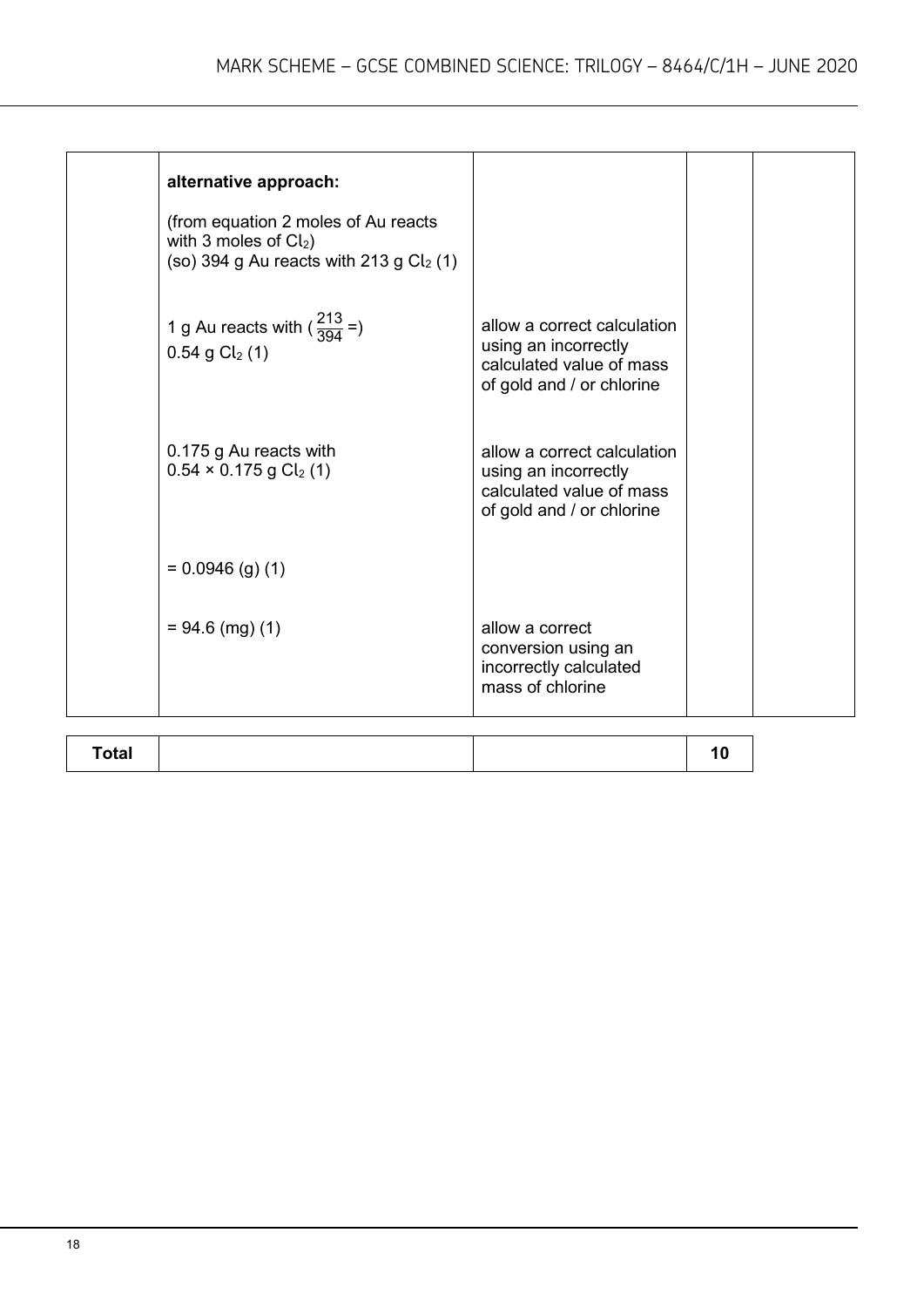| | | | | |
|---|---|---|---|---|
| | **alternative approach:**<br><br>(from equation 2 moles of Au reacts with 3 moles of $Cl_2$)<br>(so) 394 g Au reacts with 213 g $Cl_2$ (1) | | | |
| | 1 g Au reacts with ($\frac{213}{394}$ =)<br>0.54 g $Cl_2$ (1) | allow a correct calculation using an incorrectly calculated value of mass of gold and / or chlorine | | |
| | 0.175 g Au reacts with<br>0.54 × 0.175 g $Cl_2$ (1) | allow a correct calculation using an incorrectly calculated value of mass of gold and / or chlorine | | |
| | = 0.0946 (g) (1) | | | |
| | = 94.6 (mg) (1) | allow a correct conversion using an incorrectly calculated mass of chlorine | | |

| **Total** | | | 10 |
|---|---|---|---|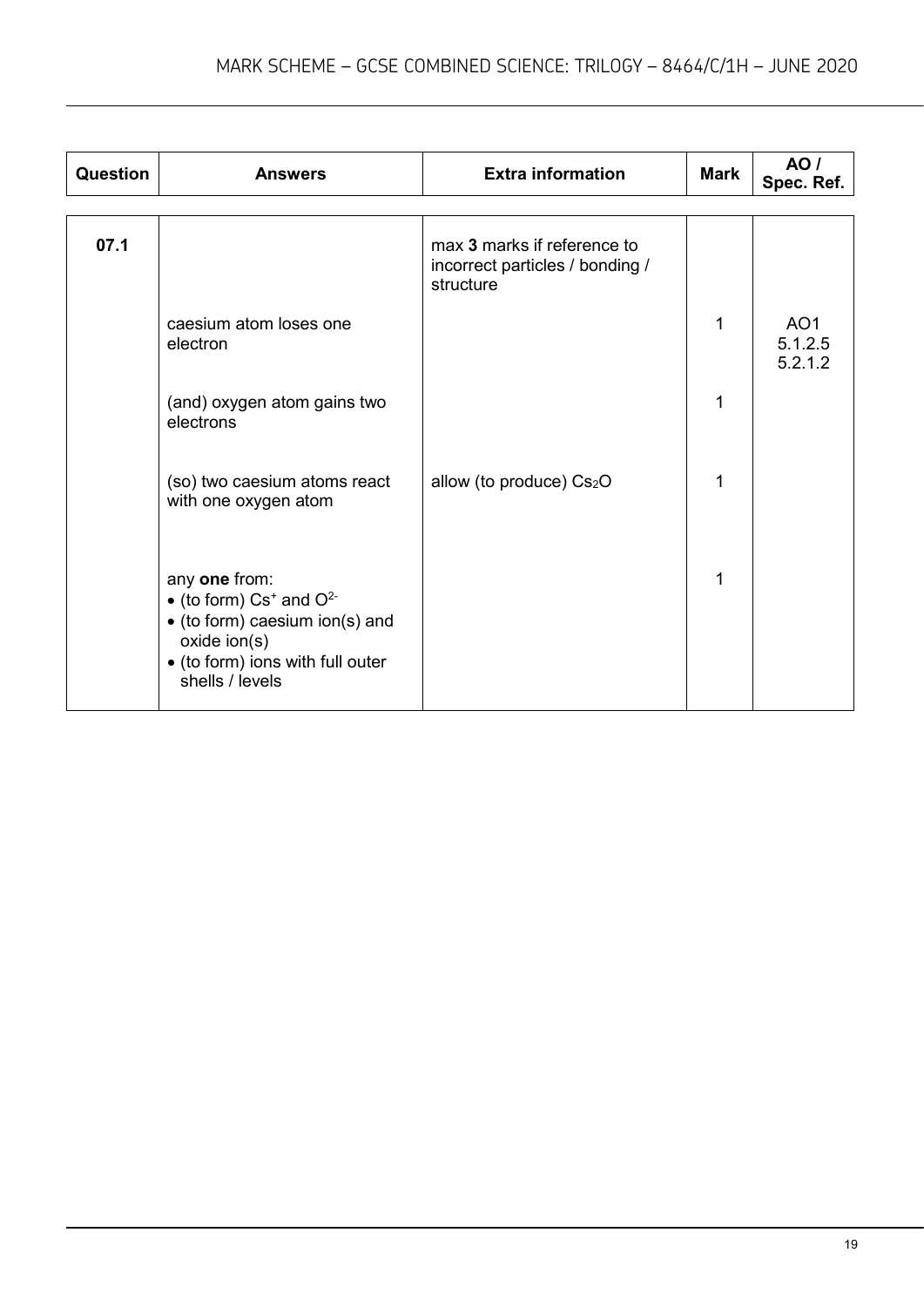| Question | Answers | Extra information | Mark | AO / Spec. Ref. |
|---|---|---|---|---|
| 07.1 | | max **3** marks if reference to incorrect particles / bonding / structure | | |
| | caesium atom loses one electron | | 1 | AO1 5.1.2.5 5.2.1.2 |
| | (and) oxygen atom gains two electrons | | 1 | |
| | (so) two caesium atoms react with one oxygen atom | allow (to produce) $Cs_2O$ | 1 | |
| | any **one** from: <br>• (to form) $Cs^+$ and $O^{2-}$ <br>• (to form) caesium ion(s) and oxide ion(s) <br>• (to form) ions with full outer shells / levels | | 1 | |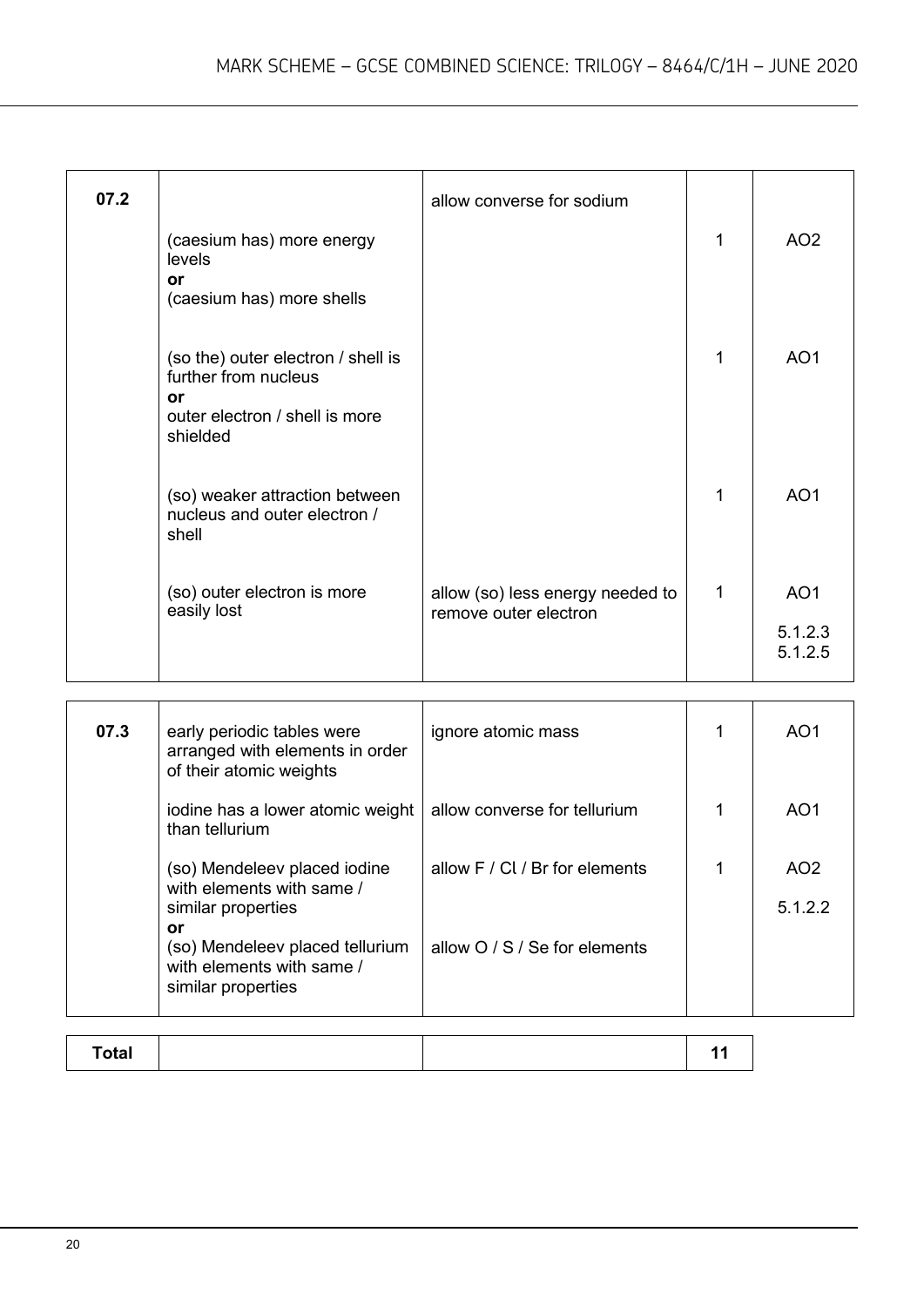| | | | | |
|---|---|---|---|---|
| 07.2 | | allow converse for sodium | | |
| | (caesium has) more energy levels<br>**or**<br>(caesium has) more shells | | 1 | AO2 |
| | (so the) outer electron / shell is further from nucleus<br>**or**<br>outer electron / shell is more shielded | | 1 | AO1 |
| | (so) weaker attraction between nucleus and outer electron / shell | | 1 | AO1 |
| | (so) outer electron is more easily lost | allow (so) less energy needed to remove outer electron | 1 | AO1<br><br>5.1.2.3<br>5.1.2.5 |

| | | | | |
|---|---|---|---|---|
| 07.3 | early periodic tables were arranged with elements in order of their atomic weights | ignore atomic mass | 1 | AO1 |
| | iodine has a lower atomic weight than tellurium | allow converse for tellurium | 1 | AO1 |
| | (so) Mendeleev placed iodine with elements with same / similar properties<br>**or**<br>(so) Mendeleev placed tellurium with elements with same / similar properties | allow F / Cl / Br for elements<br><br>allow O / S / Se for elements | 1 | AO2<br><br>5.1.2.2 |

| | | | |
|---|---|---|---|
| **Total** | | | **11** |